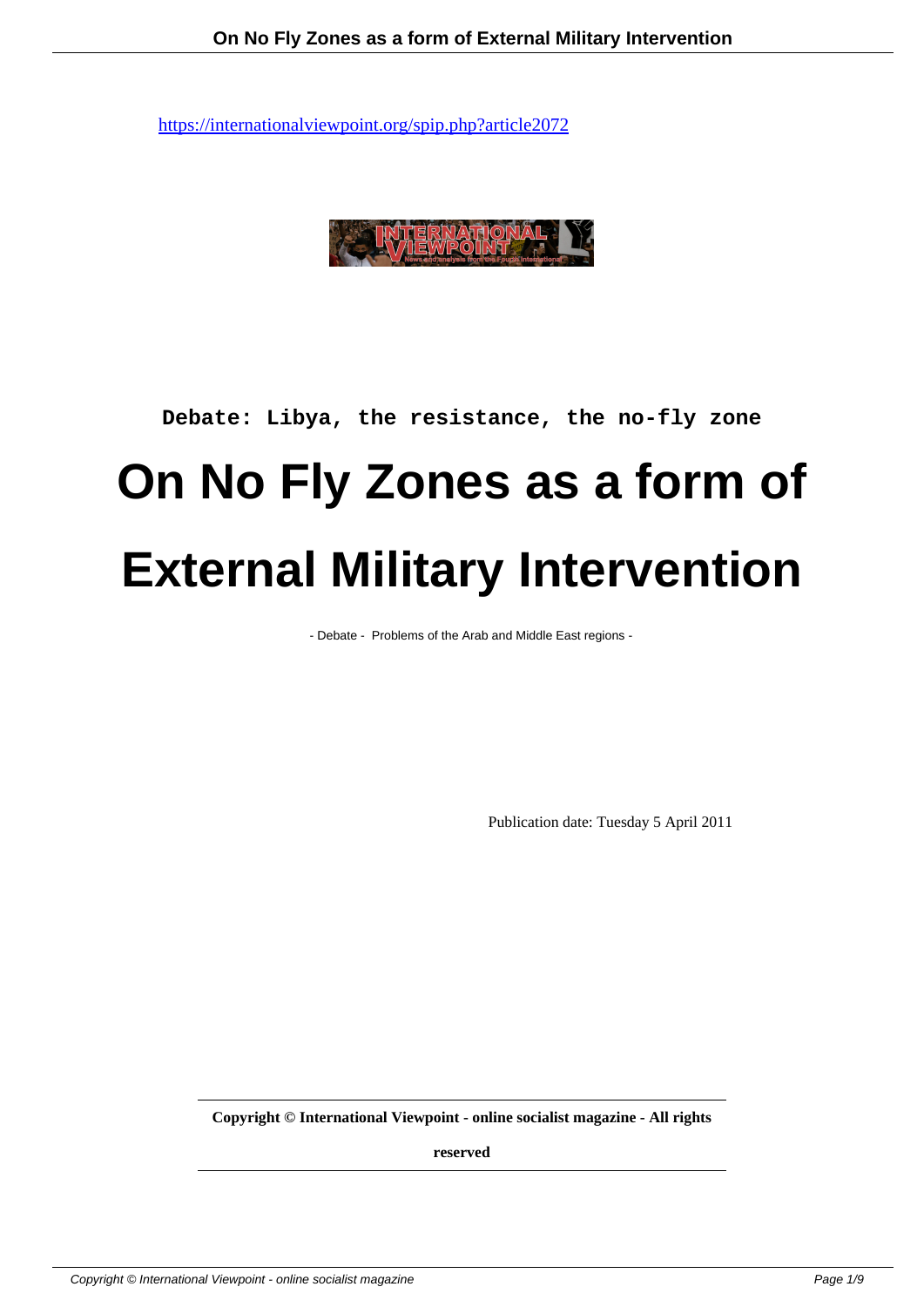https://internationalviewpoint.org/spip.php?article2072

**Debate: Libya, the resistance, the no-fly zone**

# On No Fly Zones as a form of External Military Intervention

- Debate - Problems of the Arab and Middle East regions -

Publication date: Tuesday 5 April 2011

**Copyright © International Viewpoint - online socialist magazine - All rights reserved**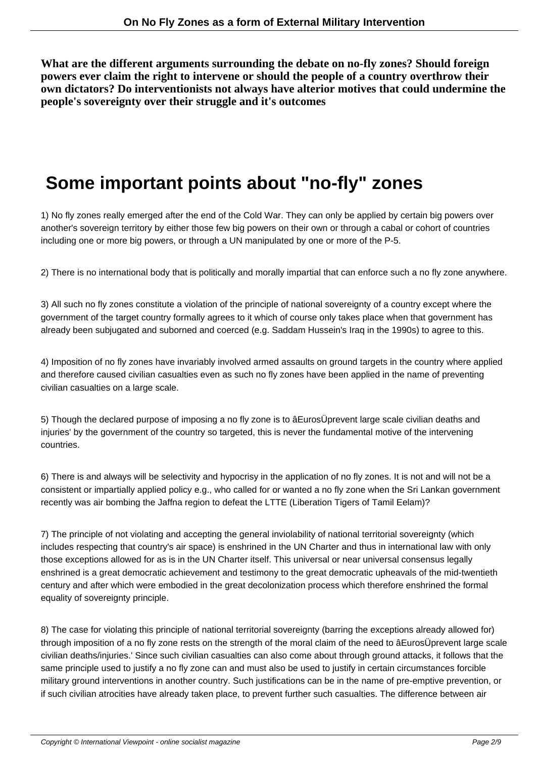**What are the different arguments surrounding the debate on no-fly zones? Should foreign powers ever claim the right to intervene or should the people of a country overthrow their own dictators? Do interventionists not always have alterior motives that could undermine the people's sovereignty over their struggle and it's outcomes**

# Some important points about "no-fly" zones

1) No fly zones really emerged after the end of the Cold War. They can only be applied by certain big powers over another's sovereign territory by either those few big powers on their own or through a cabal or cohort of countries including one or more big powers, or through a UN manipulated by one or more of the P-5.

2) There is no international body that is politically and morally impartial that can enforce such a no fly zone anywhere.

3) All such no fly zones constitute a violation of the principle of national sovereignty of a country except where the government of the target country formally agrees to it which of course only takes place when that government has already been subjugated and suborned and coerced (e.g. Saddam Hussein's Iraq in the 1990s) to agree to this.

4) Imposition of no fly zones have invariably involved armed assaults on ground targets in the country where applied and therefore caused civilian casualties even as such no fly zones have been applied in the name of preventing civilian casualties on a large scale.

5) Though the declared purpose of imposing a no fly zone is to âEurosÜprevent large scale civilian deaths and injuries' by the government of the country so targeted, this is never the fundamental motive of the intervening countries.

6) There is and always will be selectivity and hypocrisy in the application of no fly zones. It is not and will not be a consistent or impartially applied policy e.g., who called for or wanted a no fly zone when the Sri Lankan government recently was air bombing the Jaffna region to defeat the LTTE (Liberation Tigers of Tamil Eelam)?

7) The principle of not violating and accepting the general inviolability of national territorial sovereignty (which includes respecting that country's air space) is enshrined in the UN Charter and thus in international law with only those exceptions allowed for as is in the UN Charter itself. This universal or near universal consensus legally enshrined is a great democratic achievement and testimony to the great democratic upheavals of the mid-twentieth century and after which were embodied in the great decolonization process which therefore enshrined the formal equality of sovereignty principle.

8) The case for violating this principle of national territorial sovereignty (barring the exceptions already allowed for) through imposition of a no fly zone rests on the strength of the moral claim of the need to âEurosÜprevent large scale civilian deaths/injuries.' Since such civilian casualties can also come about through ground attacks, it follows that the same principle used to justify a no fly zone can and must also be used to justify in certain circumstances forcible military ground interventions in another country. Such justifications can be in the name of pre-emptive prevention, or if such civilian atrocities have already taken place, to prevent further such casualties. The difference between air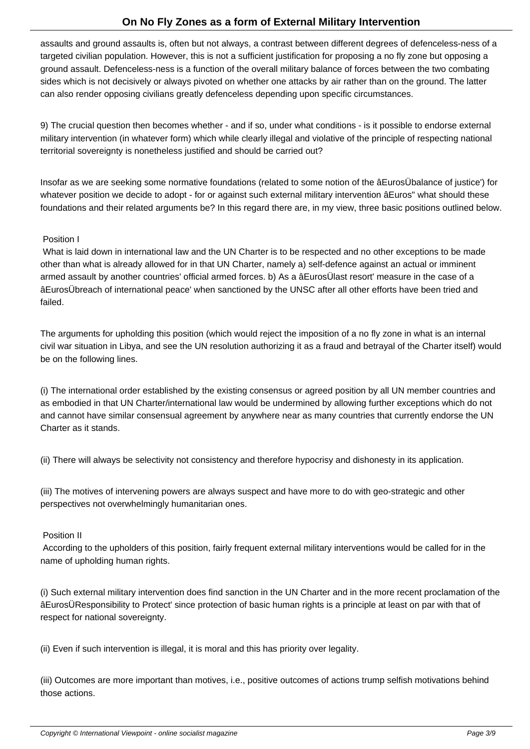assaults and ground assaults is, often but not always, a contrast between different degrees of defenceless-ness of a targeted civilian population. However, this is not a sufficient justification for proposing a no fly zone but opposing a ground assault. Defenceless-ness is a function of the overall military balance of forces between the two combating sides which is not decisively or always pivoted on whether one attacks by air rather than on the ground. The latter can also render opposing civilians greatly defenceless depending upon specific circumstances.

9) The crucial question then becomes whether - and if so, under what conditions - is it possible to endorse external military intervention (in whatever form) which while clearly illegal and violative of the principle of respecting national territorial sovereignty is nonetheless justified and should be carried out?

Insofar as we are seeking some normative foundations (related to some notion of the âEurosÜbalance of justice') for whatever position we decide to adopt - for or against such external military intervention âEuros" what should these foundations and their related arguments be? In this regard there are, in my view, three basic positions outlined below.

Position I

What is laid down in international law and the UN Charter is to be respected and no other exceptions to be made other than what is already allowed for in that UN Charter, namely a) self-defence against an actual or imminent armed assault by another countries' official armed forces. b) As a âEurosÜlast resort' measure in the case of a âEurosÜbreach of international peace' when sanctioned by the UNSC after all other efforts have been tried and failed.

The arguments for upholding this position (which would reject the imposition of a no fly zone in what is an internal civil war situation in Libya, and see the UN resolution authorizing it as a fraud and betrayal of the Charter itself) would be on the following lines.

(i) The international order established by the existing consensus or agreed position by all UN member countries and as embodied in that UN Charter/international law would be undermined by allowing further exceptions which do not and cannot have similar consensual agreement by anywhere near as many countries that currently endorse the UN Charter as it stands.

(ii) There will always be selectivity not consistency and therefore hypocrisy and dishonesty in its application.

(iii) The motives of intervening powers are always suspect and have more to do with geo-strategic and other perspectives not overwhelmingly humanitarian ones.

Position II

According to the upholders of this position, fairly frequent external military interventions would be called for in the name of upholding human rights.

(i) Such external military intervention does find sanction in the UN Charter and in the more recent proclamation of the âEurosÜResponsibility to Protect' since protection of basic human rights is a principle at least on par with that of respect for national sovereignty.

(ii) Even if such intervention is illegal, it is moral and this has priority over legality.

(iii) Outcomes are more important than motives, i.e., positive outcomes of actions trump selfish motivations behind those actions.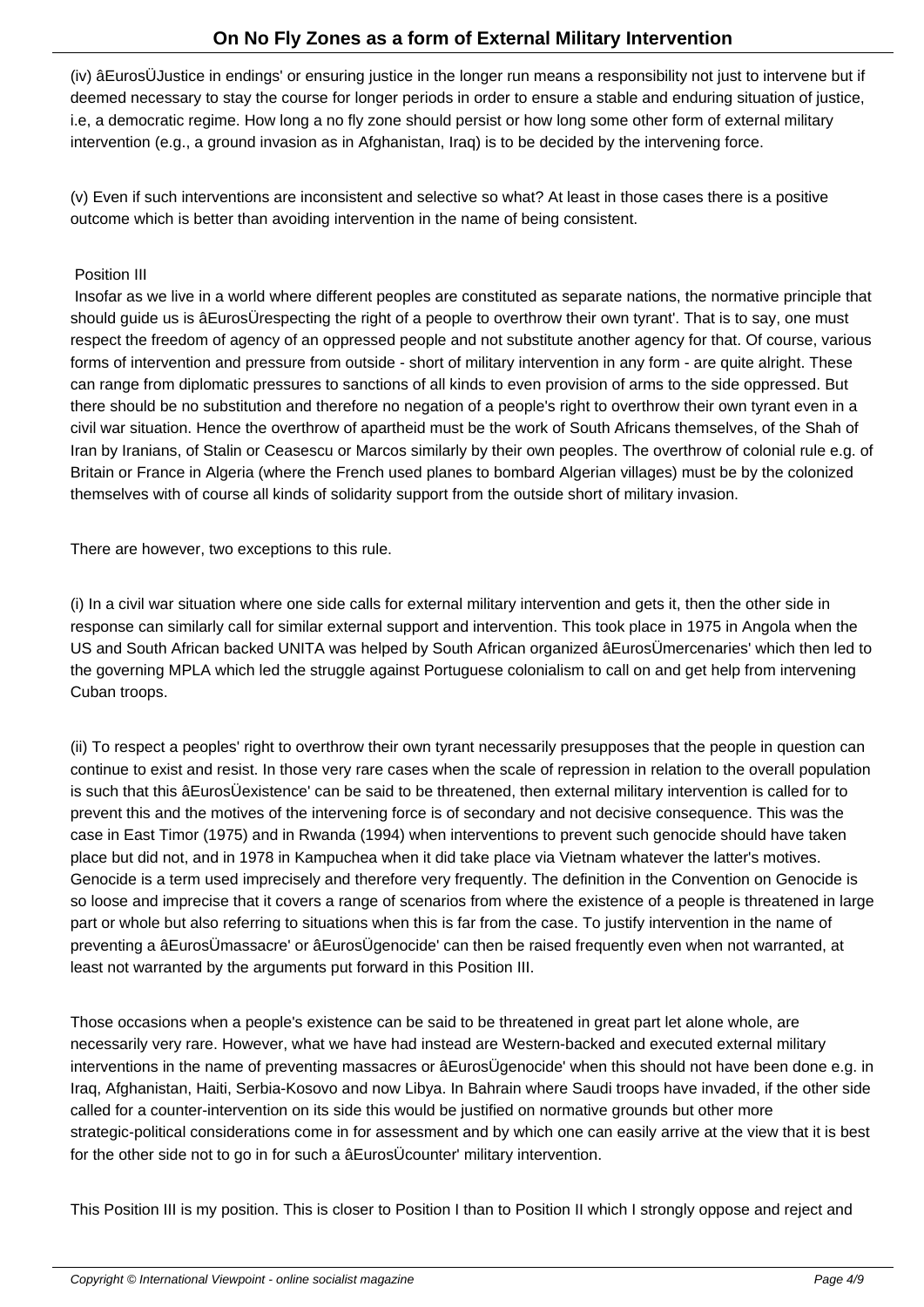(iv) âEurosÜJustice in endings' or ensuring justice in the longer run means a responsibility not just to intervene but if deemed necessary to stay the course for longer periods in order to ensure a stable and enduring situation of justice, i.e, a democratic regime. How long a no fly zone should persist or how long some other form of external military intervention (e.g., a ground invasion as in Afghanistan, Iraq) is to be decided by the intervening force.

(v) Even if such interventions are inconsistent and selective so what? At least in those cases there is a positive outcome which is better than avoiding intervention in the name of being consistent.

Position III

Insofar as we live in a world where different peoples are constituted as separate nations, the normative principle that should guide us is âEurosÜrespecting the right of a people to overthrow their own tyrant'. That is to say, one must respect the freedom of agency of an oppressed people and not substitute another agency for that. Of course, various forms of intervention and pressure from outside - short of military intervention in any form - are quite alright. These can range from diplomatic pressures to sanctions of all kinds to even provision of arms to the side oppressed. But there should be no substitution and therefore no negation of a people's right to overthrow their own tyrant even in a civil war situation. Hence the overthrow of apartheid must be the work of South Africans themselves, of the Shah of Iran by Iranians, of Stalin or Ceasescu or Marcos similarly by their own peoples. The overthrow of colonial rule e.g. of Britain or France in Algeria (where the French used planes to bombard Algerian villages) must be by the colonized themselves with of course all kinds of solidarity support from the outside short of military invasion.

There are however, two exceptions to this rule.

(i) In a civil war situation where one side calls for external military intervention and gets it, then the other side in response can similarly call for similar external support and intervention. This took place in 1975 in Angola when the US and South African backed UNITA was helped by South African organized âEurosÜmercenaries' which then led to the governing MPLA which led the struggle against Portuguese colonialism to call on and get help from intervening Cuban troops.

(ii) To respect a peoples' right to overthrow their own tyrant necessarily presupposes that the people in question can continue to exist and resist. In those very rare cases when the scale of repression in relation to the overall population is such that this âEurosÜexistence' can be said to be threatened, then external military intervention is called for to prevent this and the motives of the intervening force is of secondary and not decisive consequence. This was the case in East Timor (1975) and in Rwanda (1994) when interventions to prevent such genocide should have taken place but did not, and in 1978 in Kampuchea when it did take place via Vietnam whatever the latter's motives. Genocide is a term used imprecisely and therefore very frequently. The definition in the Convention on Genocide is so loose and imprecise that it covers a range of scenarios from where the existence of a people is threatened in large part or whole but also referring to situations when this is far from the case. To justify intervention in the name of preventing a âEurosÜmassacre' or âEurosÜgenocide' can then be raised frequently even when not warranted, at least not warranted by the arguments put forward in this Position III.

Those occasions when a people's existence can be said to be threatened in great part let alone whole, are necessarily very rare. However, what we have had instead are Western-backed and executed external military interventions in the name of preventing massacres or âEurosÜgenocide' when this should not have been done e.g. in Iraq, Afghanistan, Haiti, Serbia-Kosovo and now Libya. In Bahrain where Saudi troops have invaded, if the other side called for a counter-intervention on its side this would be justified on normative grounds but other more strategic-political considerations come in for assessment and by which one can easily arrive at the view that it is best for the other side not to go in for such a âEurosÜcounter' military intervention.

This Position III is my position. This is closer to Position I than to Position II which I strongly oppose and reject and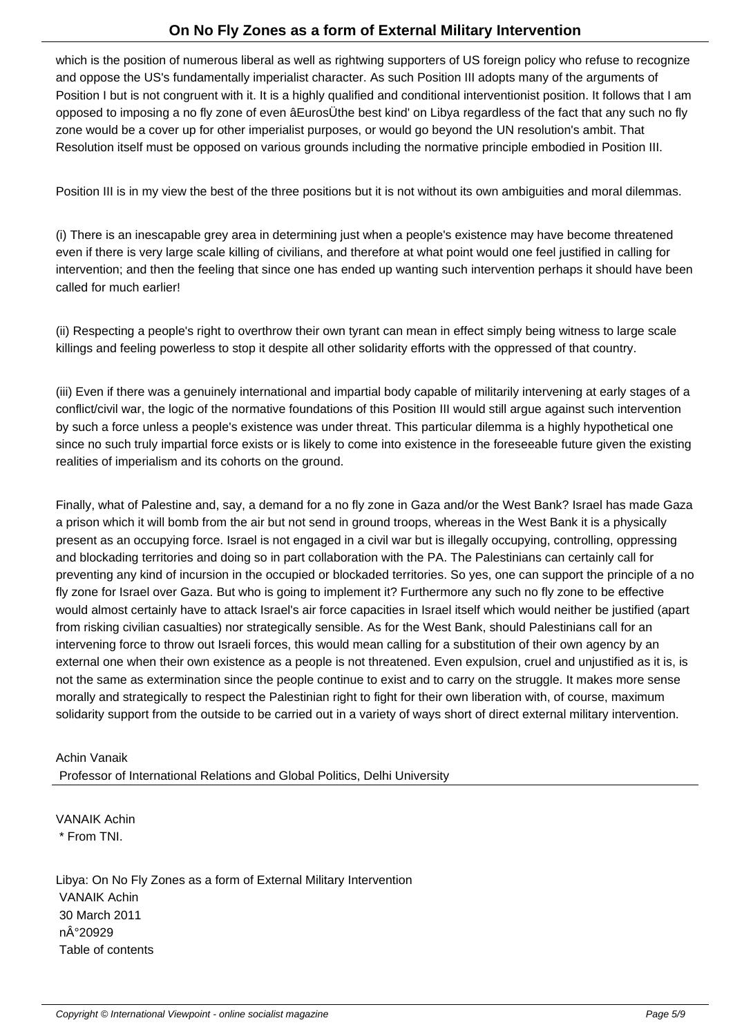which is the position of numerous liberal as well as rightwing supporters of US foreign policy who refuse to recognize and oppose the US's fundamentally imperialist character. As such Position III adopts many of the arguments of Position I but is not congruent with it. It is a highly qualified and conditional interventionist position. It follows that I am opposed to imposing a no fly zone of even âEurosÜthe best kind' on Libya regardless of the fact that any such no fly zone would be a cover up for other imperialist purposes, or would go beyond the UN resolution's ambit. That Resolution itself must be opposed on various grounds including the normative principle embodied in Position III.

Position III is in my view the best of the three positions but it is not without its own ambiguities and moral dilemmas.

(i) There is an inescapable grey area in determining just when a people's existence may have become threatened even if there is very large scale killing of civilians, and therefore at what point would one feel justified in calling for intervention; and then the feeling that since one has ended up wanting such intervention perhaps it should have been called for much earlier!

(ii) Respecting a people's right to overthrow their own tyrant can mean in effect simply being witness to large scale killings and feeling powerless to stop it despite all other solidarity efforts with the oppressed of that country.

(iii) Even if there was a genuinely international and impartial body capable of militarily intervening at early stages of a conflict/civil war, the logic of the normative foundations of this Position III would still argue against such intervention by such a force unless a people's existence was under threat. This particular dilemma is a highly hypothetical one since no such truly impartial force exists or is likely to come into existence in the foreseeable future given the existing realities of imperialism and its cohorts on the ground.

Finally, what of Palestine and, say, a demand for a no fly zone in Gaza and/or the West Bank? Israel has made Gaza a prison which it will bomb from the air but not send in ground troops, whereas in the West Bank it is a physically present as an occupying force. Israel is not engaged in a civil war but is illegally occupying, controlling, oppressing and blockading territories and doing so in part collaboration with the PA. The Palestinians can certainly call for preventing any kind of incursion in the occupied or blockaded territories. So yes, one can support the principle of a no fly zone for Israel over Gaza. But who is going to implement it? Furthermore any such no fly zone to be effective would almost certainly have to attack Israel's air force capacities in Israel itself which would neither be justified (apart from risking civilian casualties) nor strategically sensible. As for the West Bank, should Palestinians call for an intervening force to throw out Israeli forces, this would mean calling for a substitution of their own agency by an external one when their own existence as a people is not threatened. Even expulsion, cruel and unjustified as it is, is not the same as extermination since the people continue to exist and to carry on the struggle. It makes more sense morally and strategically to respect the Palestinian right to fight for their own liberation with, of course, maximum solidarity support from the outside to be carried out in a variety of ways short of direct external military intervention.

Achin Vanaik
Professor of International Relations and Global Politics, Delhi University

VANAIK Achin
* From TNI.

Libya: On No Fly Zones as a form of External Military Intervention
VANAIK Achin
30 March 2011
nÂ°20929
Table of contents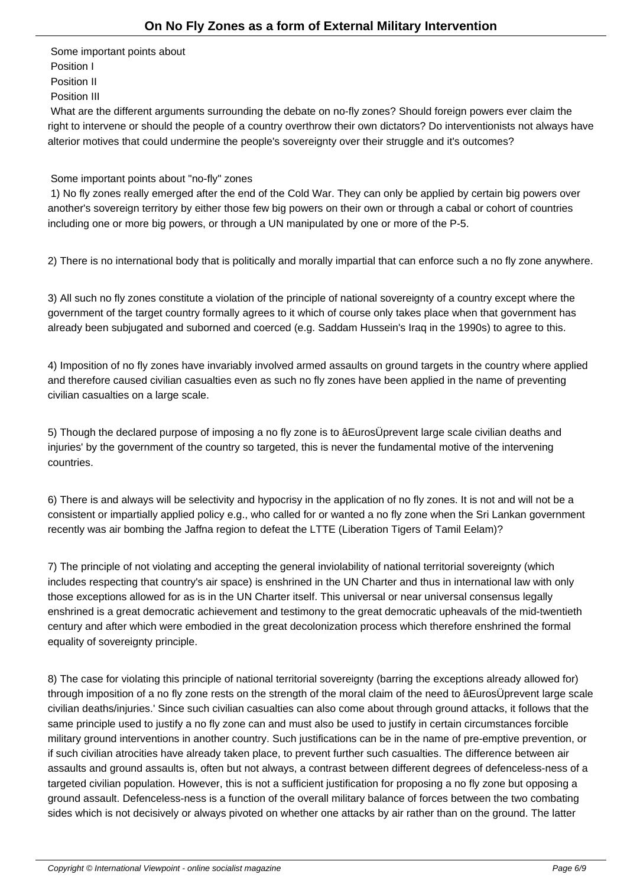Some important points about
Position I
Position II
Position III

What are the different arguments surrounding the debate on no-fly zones? Should foreign powers ever claim the right to intervene or should the people of a country overthrow their own dictators? Do interventionists not always have alterior motives that could undermine the people's sovereignty over their struggle and it's outcomes?

Some important points about "no-fly" zones

1) No fly zones really emerged after the end of the Cold War. They can only be applied by certain big powers over another's sovereign territory by either those few big powers on their own or through a cabal or cohort of countries including one or more big powers, or through a UN manipulated by one or more of the P-5.

2) There is no international body that is politically and morally impartial that can enforce such a no fly zone anywhere.

3) All such no fly zones constitute a violation of the principle of national sovereignty of a country except where the government of the target country formally agrees to it which of course only takes place when that government has already been subjugated and suborned and coerced (e.g. Saddam Hussein's Iraq in the 1990s) to agree to this.

4) Imposition of no fly zones have invariably involved armed assaults on ground targets in the country where applied and therefore caused civilian casualties even as such no fly zones have been applied in the name of preventing civilian casualties on a large scale.

5) Though the declared purpose of imposing a no fly zone is to âEurosÜprevent large scale civilian deaths and injuries' by the government of the country so targeted, this is never the fundamental motive of the intervening countries.

6) There is and always will be selectivity and hypocrisy in the application of no fly zones. It is not and will not be a consistent or impartially applied policy e.g., who called for or wanted a no fly zone when the Sri Lankan government recently was air bombing the Jaffna region to defeat the LTTE (Liberation Tigers of Tamil Eelam)?

7) The principle of not violating and accepting the general inviolability of national territorial sovereignty (which includes respecting that country's air space) is enshrined in the UN Charter and thus in international law with only those exceptions allowed for as is in the UN Charter itself. This universal or near universal consensus legally enshrined is a great democratic achievement and testimony to the great democratic upheavals of the mid-twentieth century and after which were embodied in the great decolonization process which therefore enshrined the formal equality of sovereignty principle.

8) The case for violating this principle of national territorial sovereignty (barring the exceptions already allowed for) through imposition of a no fly zone rests on the strength of the moral claim of the need to âEurosÜprevent large scale civilian deaths/injuries.' Since such civilian casualties can also come about through ground attacks, it follows that the same principle used to justify a no fly zone can and must also be used to justify in certain circumstances forcible military ground interventions in another country. Such justifications can be in the name of pre-emptive prevention, or if such civilian atrocities have already taken place, to prevent further such casualties. The difference between air assaults and ground assaults is, often but not always, a contrast between different degrees of defenceless-ness of a targeted civilian population. However, this is not a sufficient justification for proposing a no fly zone but opposing a ground assault. Defenceless-ness is a function of the overall military balance of forces between the two combating sides which is not decisively or always pivoted on whether one attacks by air rather than on the ground. The latter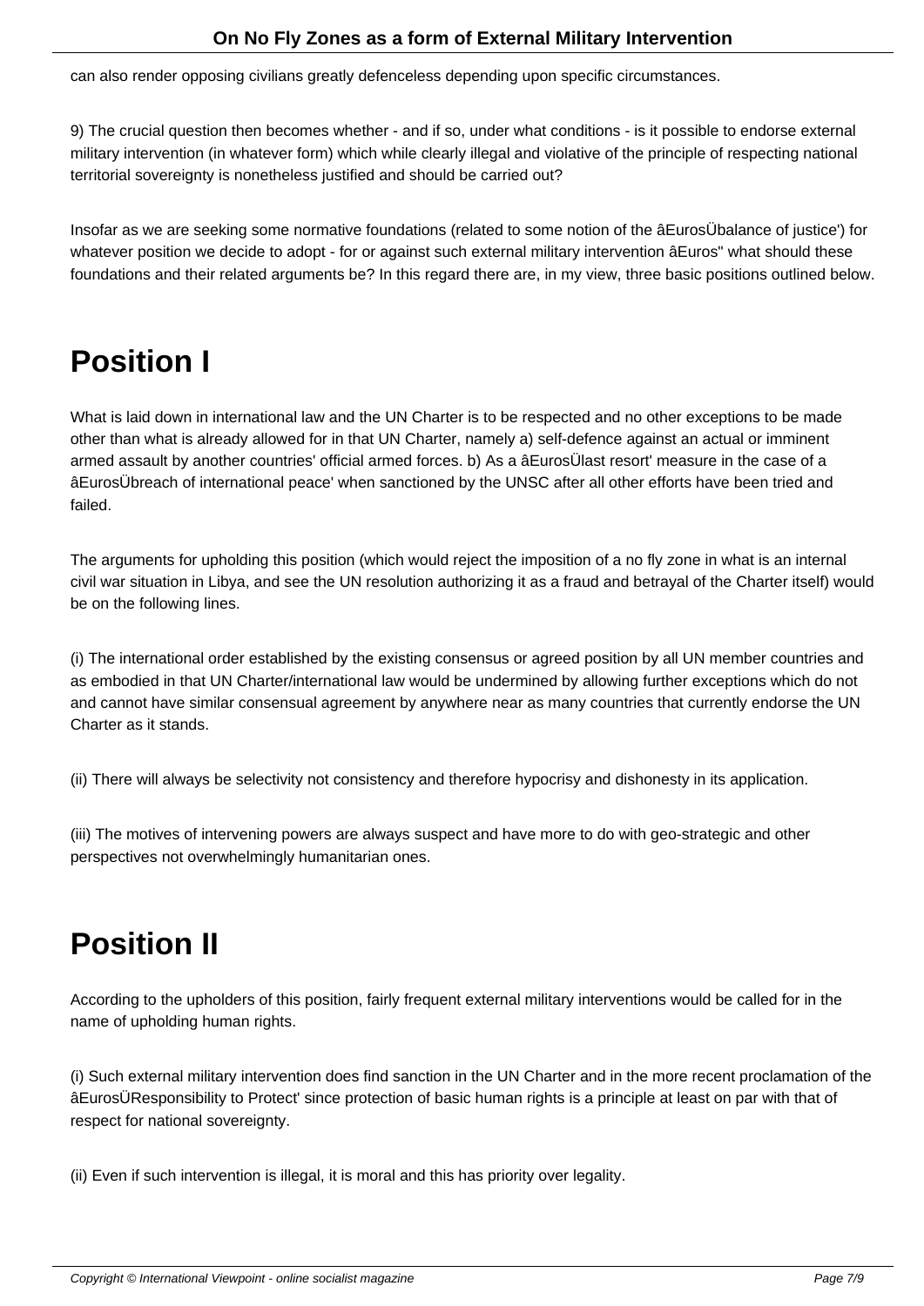can also render opposing civilians greatly defenceless depending upon specific circumstances.

9) The crucial question then becomes whether - and if so, under what conditions - is it possible to endorse external military intervention (in whatever form) which while clearly illegal and violative of the principle of respecting national territorial sovereignty is nonetheless justified and should be carried out?

Insofar as we are seeking some normative foundations (related to some notion of the âEurosÜbalance of justice') for whatever position we decide to adopt - for or against such external military intervention âEuros" what should these foundations and their related arguments be? In this regard there are, in my view, three basic positions outlined below.

# Position I

What is laid down in international law and the UN Charter is to be respected and no other exceptions to be made other than what is already allowed for in that UN Charter, namely a) self-defence against an actual or imminent armed assault by another countries' official armed forces. b) As a âEurosÜlast resort' measure in the case of a âEurosÜbreach of international peace' when sanctioned by the UNSC after all other efforts have been tried and failed.

The arguments for upholding this position (which would reject the imposition of a no fly zone in what is an internal civil war situation in Libya, and see the UN resolution authorizing it as a fraud and betrayal of the Charter itself) would be on the following lines.

(i) The international order established by the existing consensus or agreed position by all UN member countries and as embodied in that UN Charter/international law would be undermined by allowing further exceptions which do not and cannot have similar consensual agreement by anywhere near as many countries that currently endorse the UN Charter as it stands.

(ii) There will always be selectivity not consistency and therefore hypocrisy and dishonesty in its application.

(iii) The motives of intervening powers are always suspect and have more to do with geo-strategic and other perspectives not overwhelmingly humanitarian ones.

# Position II

According to the upholders of this position, fairly frequent external military interventions would be called for in the name of upholding human rights.

(i) Such external military intervention does find sanction in the UN Charter and in the more recent proclamation of the âEurosÜResponsibility to Protect' since protection of basic human rights is a principle at least on par with that of respect for national sovereignty.

(ii) Even if such intervention is illegal, it is moral and this has priority over legality.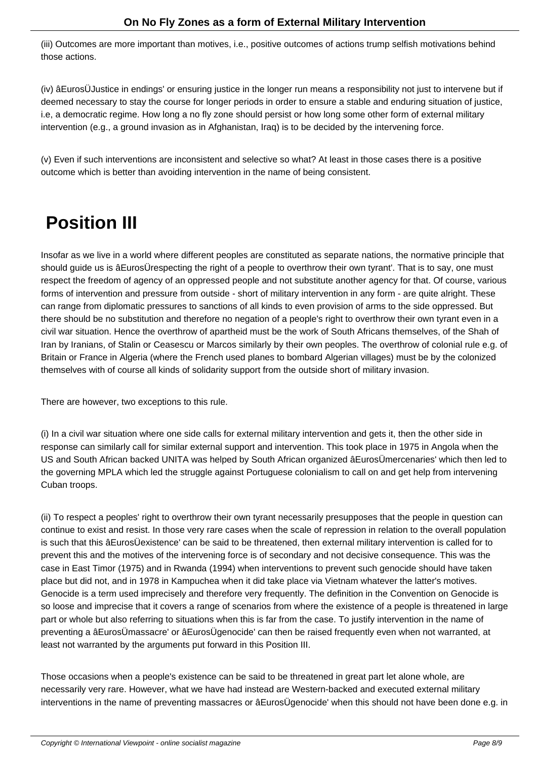(iii) Outcomes are more important than motives, i.e., positive outcomes of actions trump selfish motivations behind those actions.

(iv) âEurosÜJustice in endings' or ensuring justice in the longer run means a responsibility not just to intervene but if deemed necessary to stay the course for longer periods in order to ensure a stable and enduring situation of justice, i.e, a democratic regime. How long a no fly zone should persist or how long some other form of external military intervention (e.g., a ground invasion as in Afghanistan, Iraq) is to be decided by the intervening force.

(v) Even if such interventions are inconsistent and selective so what? At least in those cases there is a positive outcome which is better than avoiding intervention in the name of being consistent.

## Position III

Insofar as we live in a world where different peoples are constituted as separate nations, the normative principle that should guide us is âEurosÜrespecting the right of a people to overthrow their own tyrant'. That is to say, one must respect the freedom of agency of an oppressed people and not substitute another agency for that. Of course, various forms of intervention and pressure from outside - short of military intervention in any form - are quite alright. These can range from diplomatic pressures to sanctions of all kinds to even provision of arms to the side oppressed. But there should be no substitution and therefore no negation of a people's right to overthrow their own tyrant even in a civil war situation. Hence the overthrow of apartheid must be the work of South Africans themselves, of the Shah of Iran by Iranians, of Stalin or Ceasescu or Marcos similarly by their own peoples. The overthrow of colonial rule e.g. of Britain or France in Algeria (where the French used planes to bombard Algerian villages) must be by the colonized themselves with of course all kinds of solidarity support from the outside short of military invasion.

There are however, two exceptions to this rule.

(i) In a civil war situation where one side calls for external military intervention and gets it, then the other side in response can similarly call for similar external support and intervention. This took place in 1975 in Angola when the US and South African backed UNITA was helped by South African organized âEurosÜmercenaries' which then led to the governing MPLA which led the struggle against Portuguese colonialism to call on and get help from intervening Cuban troops.

(ii) To respect a peoples' right to overthrow their own tyrant necessarily presupposes that the people in question can continue to exist and resist. In those very rare cases when the scale of repression in relation to the overall population is such that this âEurosÜexistence' can be said to be threatened, then external military intervention is called for to prevent this and the motives of the intervening force is of secondary and not decisive consequence. This was the case in East Timor (1975) and in Rwanda (1994) when interventions to prevent such genocide should have taken place but did not, and in 1978 in Kampuchea when it did take place via Vietnam whatever the latter's motives. Genocide is a term used imprecisely and therefore very frequently. The definition in the Convention on Genocide is so loose and imprecise that it covers a range of scenarios from where the existence of a people is threatened in large part or whole but also referring to situations when this is far from the case. To justify intervention in the name of preventing a âEurosÜmassacre' or âEurosÜgenocide' can then be raised frequently even when not warranted, at least not warranted by the arguments put forward in this Position III.

Those occasions when a people's existence can be said to be threatened in great part let alone whole, are necessarily very rare. However, what we have had instead are Western-backed and executed external military interventions in the name of preventing massacres or âEurosÜgenocide' when this should not have been done e.g. in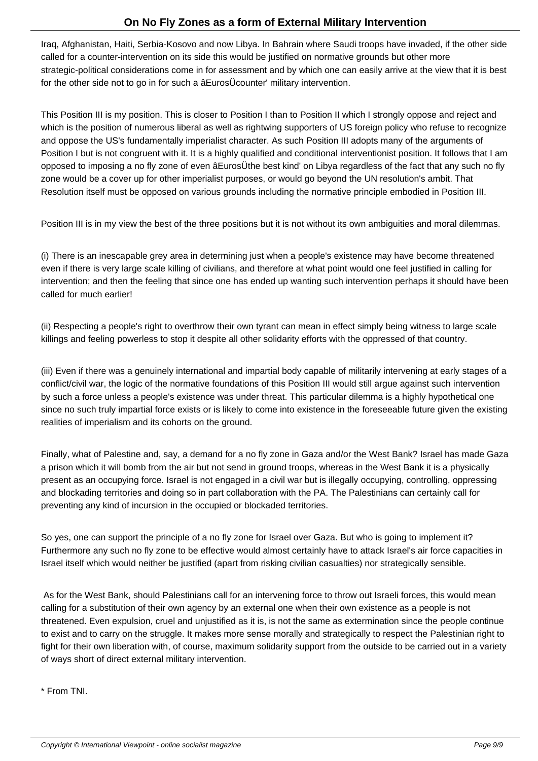Iraq, Afghanistan, Haiti, Serbia-Kosovo and now Libya. In Bahrain where Saudi troops have invaded, if the other side called for a counter-intervention on its side this would be justified on normative grounds but other more strategic-political considerations come in for assessment and by which one can easily arrive at the view that it is best for the other side not to go in for such a âEurosÜcounter' military intervention.

This Position III is my position. This is closer to Position I than to Position II which I strongly oppose and reject and which is the position of numerous liberal as well as rightwing supporters of US foreign policy who refuse to recognize and oppose the US's fundamentally imperialist character. As such Position III adopts many of the arguments of Position I but is not congruent with it. It is a highly qualified and conditional interventionist position. It follows that I am opposed to imposing a no fly zone of even âEurosÜthe best kind' on Libya regardless of the fact that any such no fly zone would be a cover up for other imperialist purposes, or would go beyond the UN resolution's ambit. That Resolution itself must be opposed on various grounds including the normative principle embodied in Position III.

Position III is in my view the best of the three positions but it is not without its own ambiguities and moral dilemmas.

(i) There is an inescapable grey area in determining just when a people's existence may have become threatened even if there is very large scale killing of civilians, and therefore at what point would one feel justified in calling for intervention; and then the feeling that since one has ended up wanting such intervention perhaps it should have been called for much earlier!

(ii) Respecting a people's right to overthrow their own tyrant can mean in effect simply being witness to large scale killings and feeling powerless to stop it despite all other solidarity efforts with the oppressed of that country.

(iii) Even if there was a genuinely international and impartial body capable of militarily intervening at early stages of a conflict/civil war, the logic of the normative foundations of this Position III would still argue against such intervention by such a force unless a people's existence was under threat. This particular dilemma is a highly hypothetical one since no such truly impartial force exists or is likely to come into existence in the foreseeable future given the existing realities of imperialism and its cohorts on the ground.

Finally, what of Palestine and, say, a demand for a no fly zone in Gaza and/or the West Bank? Israel has made Gaza a prison which it will bomb from the air but not send in ground troops, whereas in the West Bank it is a physically present as an occupying force. Israel is not engaged in a civil war but is illegally occupying, controlling, oppressing and blockading territories and doing so in part collaboration with the PA. The Palestinians can certainly call for preventing any kind of incursion in the occupied or blockaded territories.

So yes, one can support the principle of a no fly zone for Israel over Gaza. But who is going to implement it? Furthermore any such no fly zone to be effective would almost certainly have to attack Israel's air force capacities in Israel itself which would neither be justified (apart from risking civilian casualties) nor strategically sensible.

As for the West Bank, should Palestinians call for an intervening force to throw out Israeli forces, this would mean calling for a substitution of their own agency by an external one when their own existence as a people is not threatened. Even expulsion, cruel and unjustified as it is, is not the same as extermination since the people continue to exist and to carry on the struggle. It makes more sense morally and strategically to respect the Palestinian right to fight for their own liberation with, of course, maximum solidarity support from the outside to be carried out in a variety of ways short of direct external military intervention.

* From TNI.